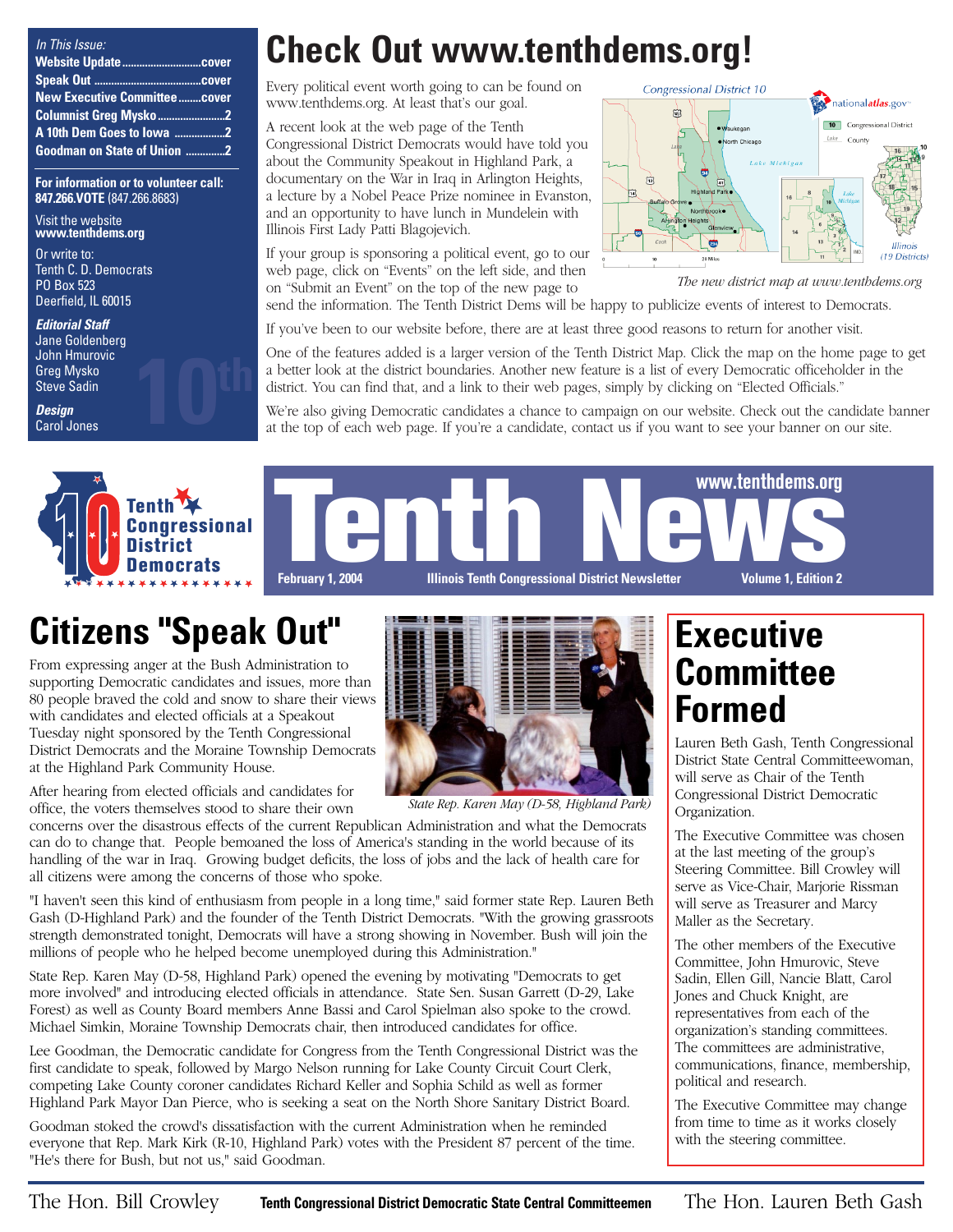*In This Issue:*

- **Website Update........................cover**
- **Speak Out ...............................cover**
- **New Executive Committee........cover**
- **Columnist Greg Mysko........................2**
- **A 10th Dem Goes to Iowa .................2**
- **Goodman on State of Union .............2**

**For information or to volunteer call:**
**847.266.VOTE** (847.266.8683)

Visit the website
**www.tenthdems.org**

Or write to:
Tenth C. D. Democrats
PO Box 523
Deerfield, IL 60015

***Editorial Staff***
Jane Goldenberg
John Hmurovic
Greg Mysko
Steve Sadin

***Design***
Carol Jones

# Check Out www.tenthdems.org!

Every political event worth going to can be found on www.tenthdems.org. At least that's our goal.

A recent look at the web page of the Tenth Congressional District Democrats would have told you about the Community Speakout in Highland Park, a documentary on the War in Iraq in Arlington Heights, a lecture by a Nobel Peace Prize nominee in Evanston, and an opportunity to have lunch in Mundelein with Illinois First Lady Patti Blagojevich.

If your group is sponsoring a political event, go to our web page, click on "Events" on the left side, and then on "Submit an Event" on the top of the new page to send the information. The Tenth District Dems will be happy to publicize events of interest to Democrats.

*The new district map at www.tenthdems.org*

If you've been to our website before, there are at least three good reasons to return for another visit.

One of the features added is a larger version of the Tenth District Map. Click the map on the home page to get a better look at the district boundaries. Another new feature is a list of every Democratic officeholder in the district. You can find that, and a link to their web pages, simply by clicking on "Elected Officials."

We're also giving Democratic candidates a chance to campaign on our website. Check out the candidate banner at the top of each web page. If you're a candidate, contact us if you want to see your banner on our site.

**Tenth Congressional District Democrats**

# Tenth News

**www.tenthdems.org**

**February 1, 2004** | **Illinois Tenth Congressional District Newsletter** | **Volume 1, Edition 2**

## Citizens "Speak Out"

From expressing anger at the Bush Administration to supporting Democratic candidates and issues, more than 80 people braved the cold and snow to share their views with candidates and elected officials at a Speakout Tuesday night sponsored by the Tenth Congressional District Democrats and the Moraine Township Democrats at the Highland Park Community House.

*State Rep. Karen May (D-58, Highland Park)*

After hearing from elected officials and candidates for office, the voters themselves stood to share their own concerns over the disastrous effects of the current Republican Administration and what the Democrats can do to change that. People bemoaned the loss of America's standing in the world because of its handling of the war in Iraq. Growing budget deficits, the loss of jobs and the lack of health care for all citizens were among the concerns of those who spoke.

"I haven't seen this kind of enthusiasm from people in a long time," said former state Rep. Lauren Beth Gash (D-Highland Park) and the founder of the Tenth District Democrats. "With the growing grassroots strength demonstrated tonight, Democrats will have a strong showing in November. Bush will join the millions of people who he helped become unemployed during this Administration."

State Rep. Karen May (D-58, Highland Park) opened the evening by motivating "Democrats to get more involved" and introducing elected officials in attendance. State Sen. Susan Garrett (D-29, Lake Forest) as well as County Board members Anne Bassi and Carol Spielman also spoke to the crowd. Michael Simkin, Moraine Township Democrats chair, then introduced candidates for office.

Lee Goodman, the Democratic candidate for Congress from the Tenth Congressional District was the first candidate to speak, followed by Margo Nelson running for Lake County Circuit Court Clerk, competing Lake County coroner candidates Richard Keller and Sophia Schild as well as former Highland Park Mayor Dan Pierce, who is seeking a seat on the North Shore Sanitary District Board.

Goodman stoked the crowd's dissatisfaction with the current Administration when he reminded everyone that Rep. Mark Kirk (R-10, Highland Park) votes with the President 87 percent of the time. "He's there for Bush, but not us," said Goodman.

## Executive Committee Formed

Lauren Beth Gash, Tenth Congressional District State Central Committeewoman, will serve as Chair of the Tenth Congressional District Democratic Organization.

The Executive Committee was chosen at the last meeting of the group's Steering Committee. Bill Crowley will serve as Vice-Chair, Marjorie Rissman will serve as Treasurer and Marcy Maller as the Secretary.

The other members of the Executive Committee, John Hmurovic, Steve Sadin, Ellen Gill, Nancie Blatt, Carol Jones and Chuck Knight, are representatives from each of the organization's standing committees. The committees are administrative, communications, finance, membership, political and research.

The Executive Committee may change from time to time as it works closely with the steering committee.

The Hon. Bill Crowley — **Tenth Congressional District Democratic State Central Committeemen** — The Hon. Lauren Beth Gash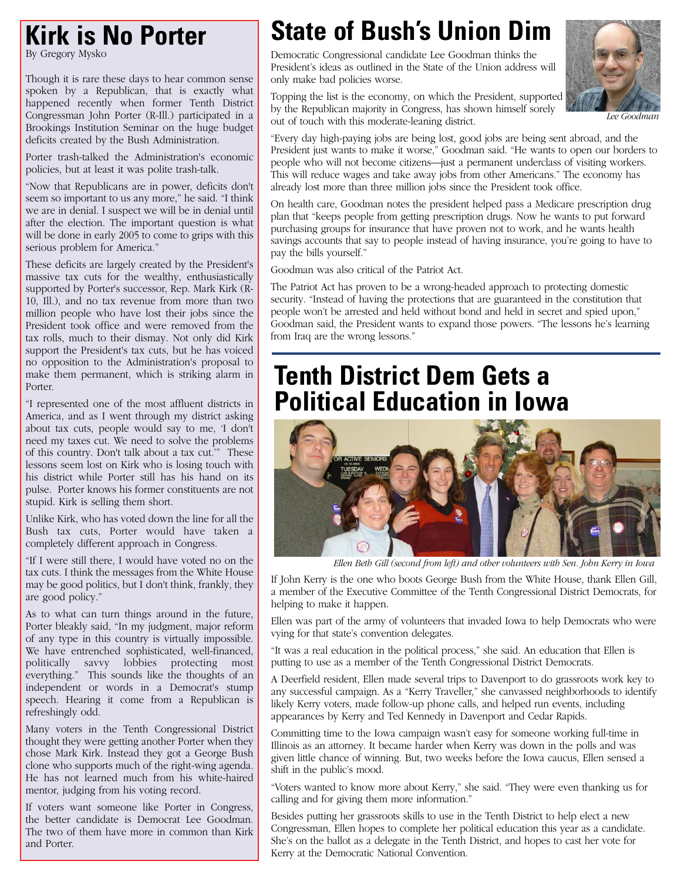# Kirk is No Porter

By Gregory Mysko

Though it is rare these days to hear common sense spoken by a Republican, that is exactly what happened recently when former Tenth District Congressman John Porter (R-Ill.) participated in a Brookings Institution Seminar on the huge budget deficits created by the Bush Administration.

Porter trash-talked the Administration's economic policies, but at least it was polite trash-talk.

"Now that Republicans are in power, deficits don't seem so important to us any more," he said. "I think we are in denial. I suspect we will be in denial until after the election. The important question is what will be done in early 2005 to come to grips with this serious problem for America."

These deficits are largely created by the President's massive tax cuts for the wealthy, enthusiastically supported by Porter's successor, Rep. Mark Kirk (R-10, Ill.), and no tax revenue from more than two million people who have lost their jobs since the President took office and were removed from the tax rolls, much to their dismay. Not only did Kirk support the President's tax cuts, but he has voiced no opposition to the Administration's proposal to make them permanent, which is striking alarm in Porter.

"I represented one of the most affluent districts in America, and as I went through my district asking about tax cuts, people would say to me, 'I don't need my taxes cut. We need to solve the problems of this country. Don't talk about a tax cut.'" These lessons seem lost on Kirk who is losing touch with his district while Porter still has his hand on its pulse. Porter knows his former constituents are not stupid. Kirk is selling them short.

Unlike Kirk, who has voted down the line for all the Bush tax cuts, Porter would have taken a completely different approach in Congress.

"If I were still there, I would have voted no on the tax cuts. I think the messages from the White House may be good politics, but I don't think, frankly, they are good policy."

As to what can turn things around in the future, Porter bleakly said, "In my judgment, major reform of any type in this country is virtually impossible. We have entrenched sophisticated, well-financed, politically savvy lobbies protecting most everything." This sounds like the thoughts of an independent or words in a Democrat's stump speech. Hearing it come from a Republican is refreshingly odd.

Many voters in the Tenth Congressional District thought they were getting another Porter when they chose Mark Kirk. Instead they got a George Bush clone who supports much of the right-wing agenda. He has not learned much from his white-haired mentor, judging from his voting record.

If voters want someone like Porter in Congress, the better candidate is Democrat Lee Goodman. The two of them have more in common than Kirk and Porter.

# State of Bush's Union Dim

Democratic Congressional candidate Lee Goodman thinks the President's ideas as outlined in the State of the Union address will only make bad policies worse.

*Lee Goodman*

Topping the list is the economy, on which the President, supported by the Republican majority in Congress, has shown himself sorely out of touch with this moderate-leaning district.

"Every day high-paying jobs are being lost, good jobs are being sent abroad, and the President just wants to make it worse," Goodman said. "He wants to open our borders to people who will not become citizens—just a permanent underclass of visiting workers. This will reduce wages and take away jobs from other Americans." The economy has already lost more than three million jobs since the President took office.

On health care, Goodman notes the president helped pass a Medicare prescription drug plan that "keeps people from getting prescription drugs. Now he wants to put forward purchasing groups for insurance that have proven not to work, and he wants health savings accounts that say to people instead of having insurance, you're going to have to pay the bills yourself."

Goodman was also critical of the Patriot Act.

The Patriot Act has proven to be a wrong-headed approach to protecting domestic security. "Instead of having the protections that are guaranteed in the constitution that people won't be arrested and held without bond and held in secret and spied upon," Goodman said, the President wants to expand those powers. "The lessons he's learning from Iraq are the wrong lessons."

# Tenth District Dem Gets a Political Education in Iowa

*Ellen Beth Gill (second from left) and other volunteers with Sen. John Kerry in Iowa*

If John Kerry is the one who boots George Bush from the White House, thank Ellen Gill, a member of the Executive Committee of the Tenth Congressional District Democrats, for helping to make it happen.

Ellen was part of the army of volunteers that invaded Iowa to help Democrats who were vying for that state's convention delegates.

"It was a real education in the political process," she said. An education that Ellen is putting to use as a member of the Tenth Congressional District Democrats.

A Deerfield resident, Ellen made several trips to Davenport to do grassroots work key to any successful campaign. As a "Kerry Traveller," she canvassed neighborhoods to identify likely Kerry voters, made follow-up phone calls, and helped run events, including appearances by Kerry and Ted Kennedy in Davenport and Cedar Rapids.

Committing time to the Iowa campaign wasn't easy for someone working full-time in Illinois as an attorney. It became harder when Kerry was down in the polls and was given little chance of winning. But, two weeks before the Iowa caucus, Ellen sensed a shift in the public's mood.

"Voters wanted to know more about Kerry," she said. "They were even thanking us for calling and for giving them more information."

Besides putting her grassroots skills to use in the Tenth District to help elect a new Congressman, Ellen hopes to complete her political education this year as a candidate. She's on the ballot as a delegate in the Tenth District, and hopes to cast her vote for Kerry at the Democratic National Convention.